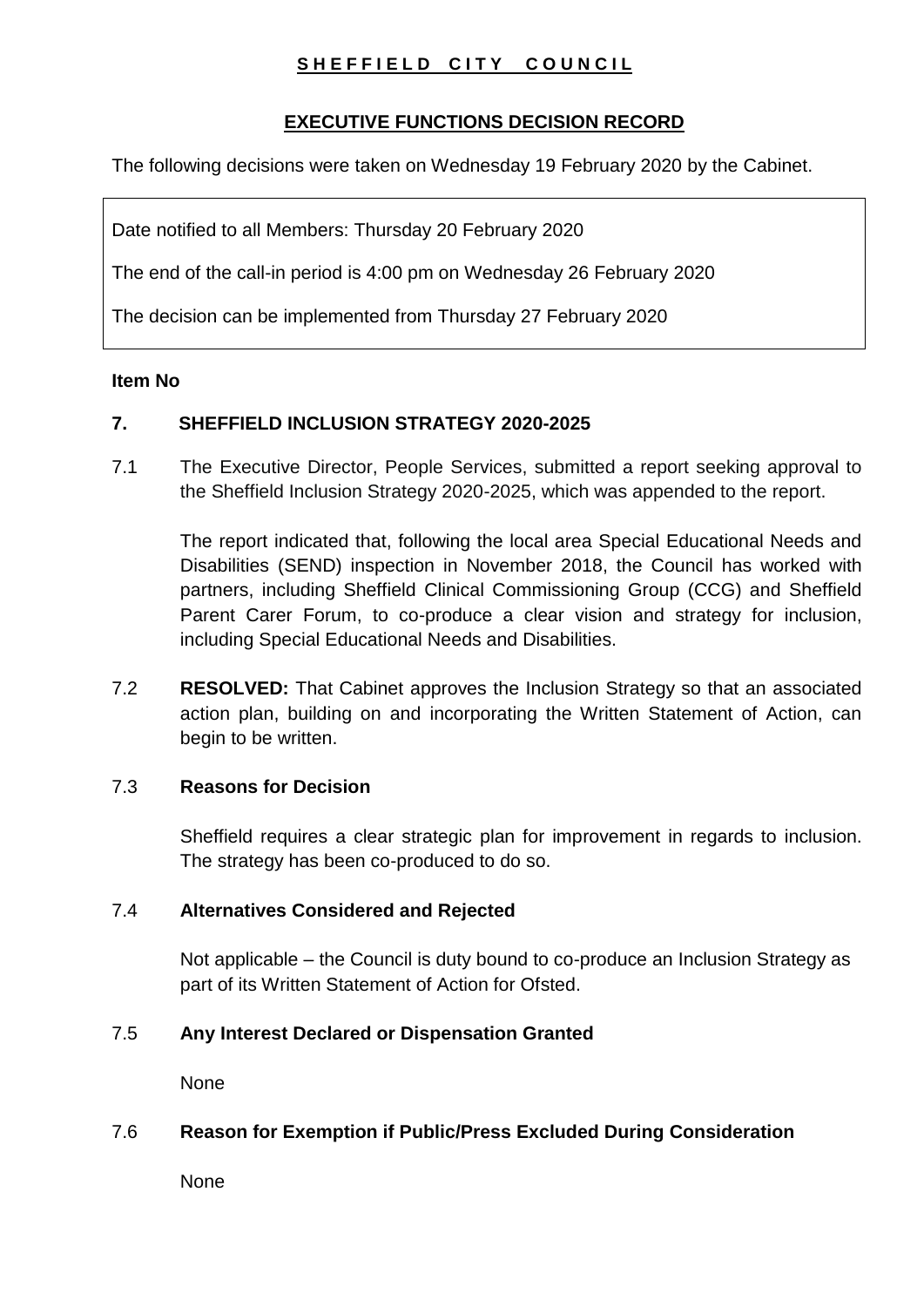# SHEFFIELD CITY COUNCIL

## EXECUTIVE FUNCTIONS DECISION RECORD

The following decisions were taken on Wednesday 19 February 2020 by the Cabinet.

Date notified to all Members: Thursday 20 February 2020

The end of the call-in period is 4:00 pm on Wednesday 26 February 2020

The decision can be implemented from Thursday 27 February 2020

**Item No**

### 7. SHEFFIELD INCLUSION STRATEGY 2020-2025

7.1 The Executive Director, People Services, submitted a report seeking approval to the Sheffield Inclusion Strategy 2020-2025, which was appended to the report.

The report indicated that, following the local area Special Educational Needs and Disabilities (SEND) inspection in November 2018, the Council has worked with partners, including Sheffield Clinical Commissioning Group (CCG) and Sheffield Parent Carer Forum, to co-produce a clear vision and strategy for inclusion, including Special Educational Needs and Disabilities.

7.2 **RESOLVED:** That Cabinet approves the Inclusion Strategy so that an associated action plan, building on and incorporating the Written Statement of Action, can begin to be written.

7.3 **Reasons for Decision**

Sheffield requires a clear strategic plan for improvement in regards to inclusion. The strategy has been co-produced to do so.

7.4 **Alternatives Considered and Rejected**

Not applicable – the Council is duty bound to co-produce an Inclusion Strategy as part of its Written Statement of Action for Ofsted.

7.5 **Any Interest Declared or Dispensation Granted**

None

7.6 **Reason for Exemption if Public/Press Excluded During Consideration**

None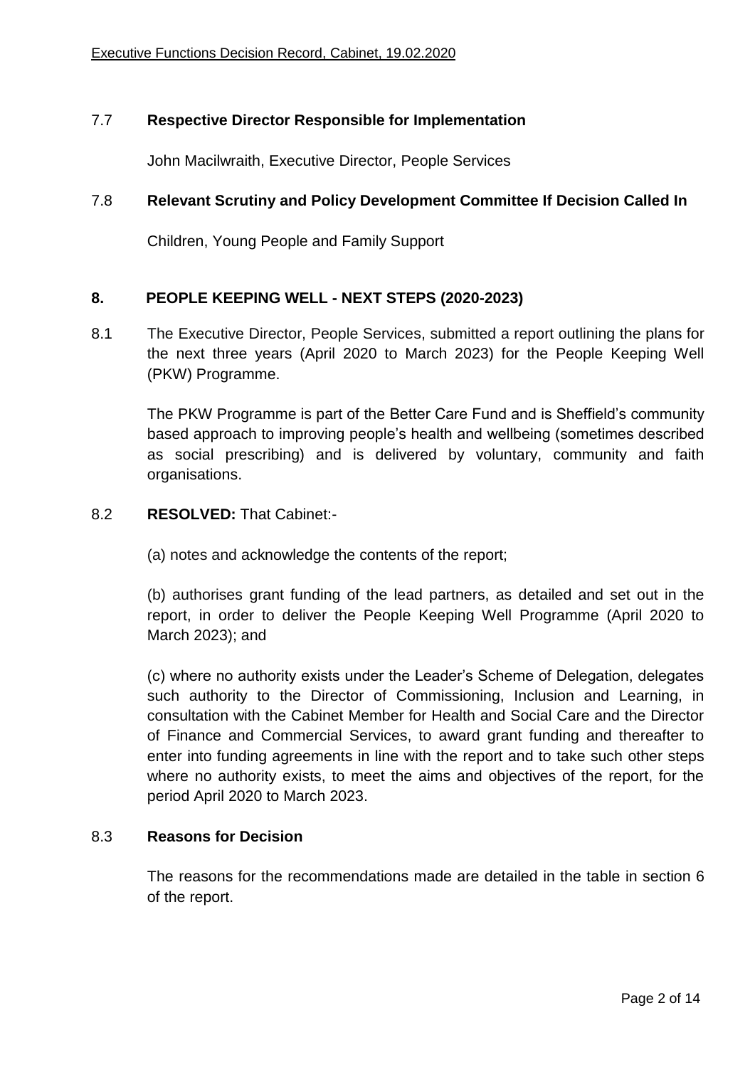7.7 **Respective Director Responsible for Implementation**

John Macilwraith, Executive Director, People Services

7.8 **Relevant Scrutiny and Policy Development Committee If Decision Called In**

Children, Young People and Family Support

## 8. PEOPLE KEEPING WELL - NEXT STEPS (2020-2023)

8.1 The Executive Director, People Services, submitted a report outlining the plans for the next three years (April 2020 to March 2023) for the People Keeping Well (PKW) Programme.

The PKW Programme is part of the Better Care Fund and is Sheffield's community based approach to improving people's health and wellbeing (sometimes described as social prescribing) and is delivered by voluntary, community and faith organisations.

8.2 **RESOLVED:** That Cabinet:-

(a) notes and acknowledge the contents of the report;

(b) authorises grant funding of the lead partners, as detailed and set out in the report, in order to deliver the People Keeping Well Programme (April 2020 to March 2023); and

(c) where no authority exists under the Leader's Scheme of Delegation, delegates such authority to the Director of Commissioning, Inclusion and Learning, in consultation with the Cabinet Member for Health and Social Care and the Director of Finance and Commercial Services, to award grant funding and thereafter to enter into funding agreements in line with the report and to take such other steps where no authority exists, to meet the aims and objectives of the report, for the period April 2020 to March 2023.

8.3 **Reasons for Decision**

The reasons for the recommendations made are detailed in the table in section 6 of the report.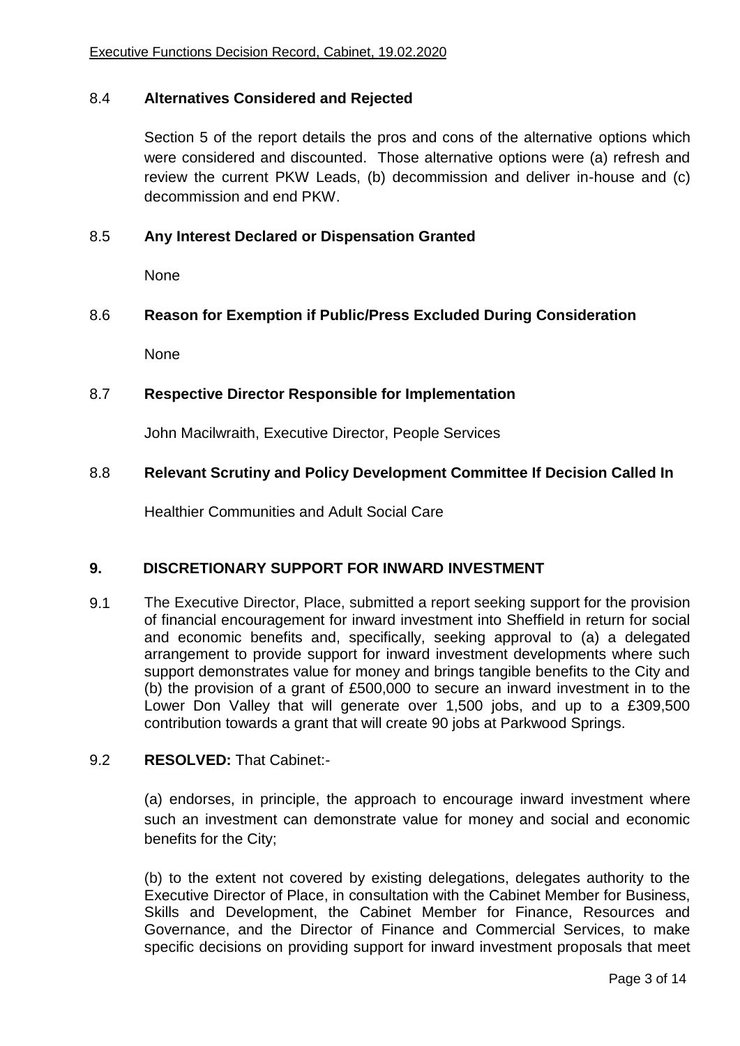### 8.4 **Alternatives Considered and Rejected**

Section 5 of the report details the pros and cons of the alternative options which were considered and discounted. Those alternative options were (a) refresh and review the current PKW Leads, (b) decommission and deliver in-house and (c) decommission and end PKW.

### 8.5 **Any Interest Declared or Dispensation Granted**

None

### 8.6 **Reason for Exemption if Public/Press Excluded During Consideration**

None

### 8.7 **Respective Director Responsible for Implementation**

John Macilwraith, Executive Director, People Services

### 8.8 **Relevant Scrutiny and Policy Development Committee If Decision Called In**

Healthier Communities and Adult Social Care

## 9. DISCRETIONARY SUPPORT FOR INWARD INVESTMENT

9.1 The Executive Director, Place, submitted a report seeking support for the provision of financial encouragement for inward investment into Sheffield in return for social and economic benefits and, specifically, seeking approval to (a) a delegated arrangement to provide support for inward investment developments where such support demonstrates value for money and brings tangible benefits to the City and (b) the provision of a grant of £500,000 to secure an inward investment in to the Lower Don Valley that will generate over 1,500 jobs, and up to a £309,500 contribution towards a grant that will create 90 jobs at Parkwood Springs.

9.2 **RESOLVED:** That Cabinet:-

(a) endorses, in principle, the approach to encourage inward investment where such an investment can demonstrate value for money and social and economic benefits for the City;

(b) to the extent not covered by existing delegations, delegates authority to the Executive Director of Place, in consultation with the Cabinet Member for Business, Skills and Development, the Cabinet Member for Finance, Resources and Governance, and the Director of Finance and Commercial Services, to make specific decisions on providing support for inward investment proposals that meet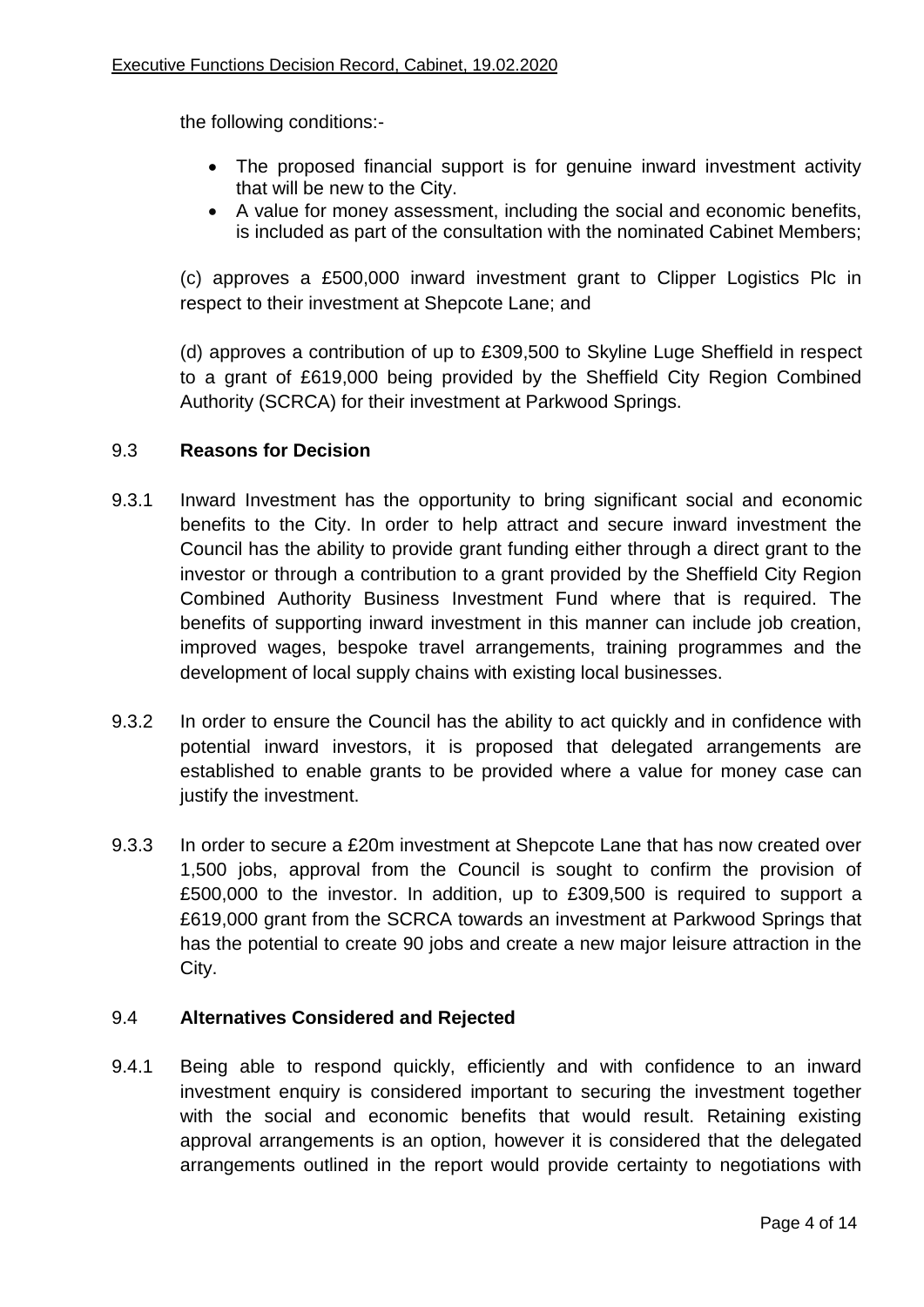the following conditions:-

- The proposed financial support is for genuine inward investment activity that will be new to the City.
- A value for money assessment, including the social and economic benefits, is included as part of the consultation with the nominated Cabinet Members;

(c) approves a £500,000 inward investment grant to Clipper Logistics Plc in respect to their investment at Shepcote Lane; and

(d) approves a contribution of up to £309,500 to Skyline Luge Sheffield in respect to a grant of £619,000 being provided by the Sheffield City Region Combined Authority (SCRCA) for their investment at Parkwood Springs.

## 9.3 Reasons for Decision

9.3.1 Inward Investment has the opportunity to bring significant social and economic benefits to the City. In order to help attract and secure inward investment the Council has the ability to provide grant funding either through a direct grant to the investor or through a contribution to a grant provided by the Sheffield City Region Combined Authority Business Investment Fund where that is required. The benefits of supporting inward investment in this manner can include job creation, improved wages, bespoke travel arrangements, training programmes and the development of local supply chains with existing local businesses.

9.3.2 In order to ensure the Council has the ability to act quickly and in confidence with potential inward investors, it is proposed that delegated arrangements are established to enable grants to be provided where a value for money case can justify the investment.

9.3.3 In order to secure a £20m investment at Shepcote Lane that has now created over 1,500 jobs, approval from the Council is sought to confirm the provision of £500,000 to the investor. In addition, up to £309,500 is required to support a £619,000 grant from the SCRCA towards an investment at Parkwood Springs that has the potential to create 90 jobs and create a new major leisure attraction in the City.

## 9.4 Alternatives Considered and Rejected

9.4.1 Being able to respond quickly, efficiently and with confidence to an inward investment enquiry is considered important to securing the investment together with the social and economic benefits that would result. Retaining existing approval arrangements is an option, however it is considered that the delegated arrangements outlined in the report would provide certainty to negotiations with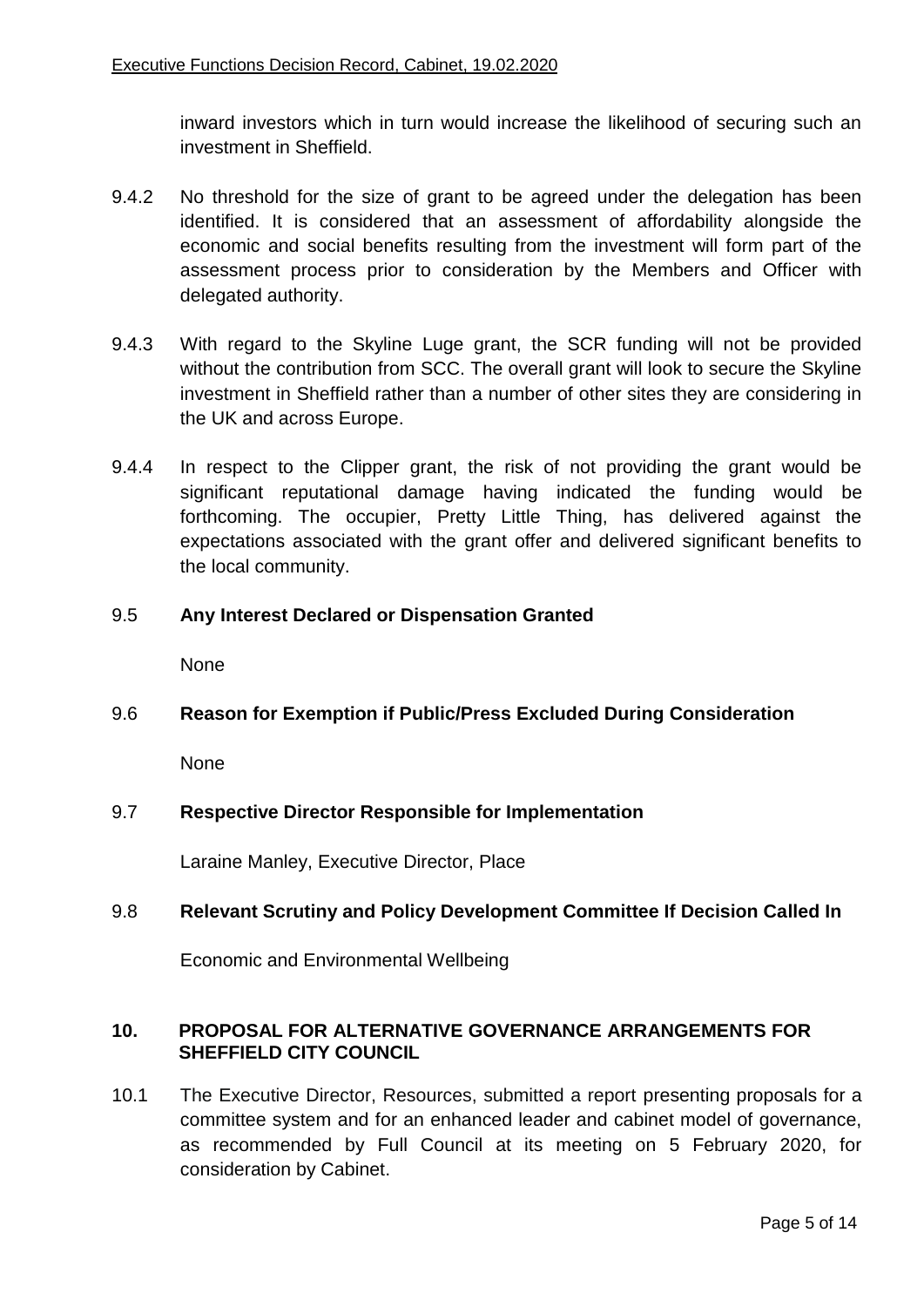inward investors which in turn would increase the likelihood of securing such an investment in Sheffield.

9.4.2 No threshold for the size of grant to be agreed under the delegation has been identified. It is considered that an assessment of affordability alongside the economic and social benefits resulting from the investment will form part of the assessment process prior to consideration by the Members and Officer with delegated authority.

9.4.3 With regard to the Skyline Luge grant, the SCR funding will not be provided without the contribution from SCC. The overall grant will look to secure the Skyline investment in Sheffield rather than a number of other sites they are considering in the UK and across Europe.

9.4.4 In respect to the Clipper grant, the risk of not providing the grant would be significant reputational damage having indicated the funding would be forthcoming. The occupier, Pretty Little Thing, has delivered against the expectations associated with the grant offer and delivered significant benefits to the local community.

9.5 **Any Interest Declared or Dispensation Granted**

None

9.6 **Reason for Exemption if Public/Press Excluded During Consideration**

None

9.7 **Respective Director Responsible for Implementation**

Laraine Manley, Executive Director, Place

9.8 **Relevant Scrutiny and Policy Development Committee If Decision Called In**

Economic and Environmental Wellbeing

## 10. PROPOSAL FOR ALTERNATIVE GOVERNANCE ARRANGEMENTS FOR SHEFFIELD CITY COUNCIL

10.1 The Executive Director, Resources, submitted a report presenting proposals for a committee system and for an enhanced leader and cabinet model of governance, as recommended by Full Council at its meeting on 5 February 2020, for consideration by Cabinet.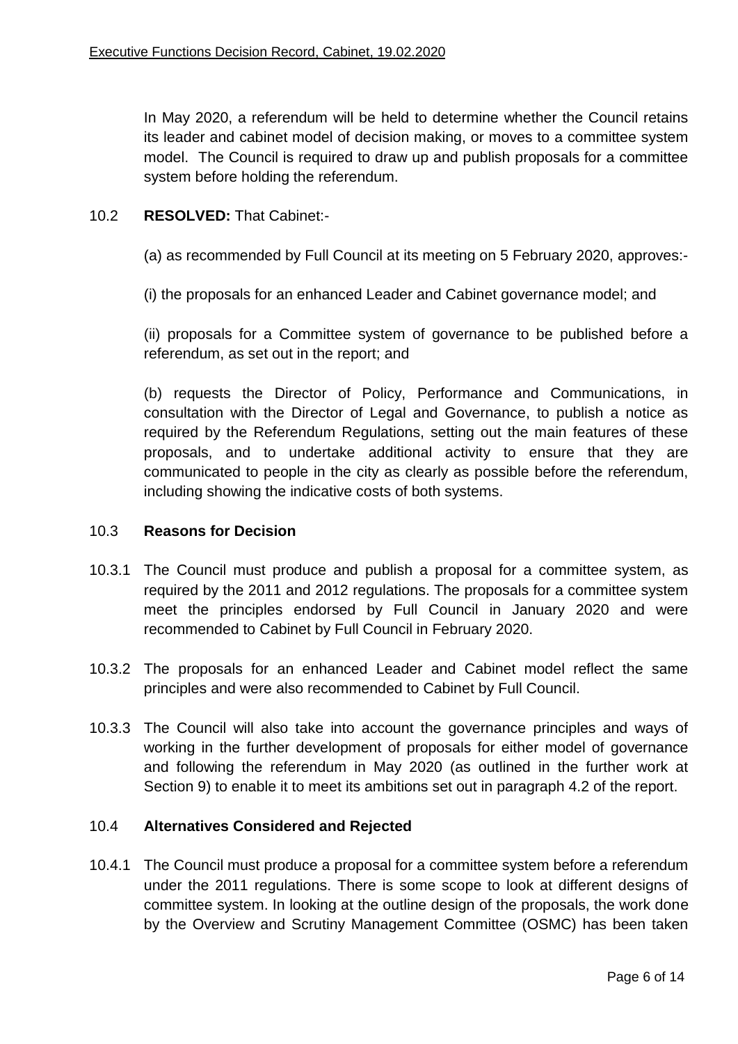In May 2020, a referendum will be held to determine whether the Council retains its leader and cabinet model of decision making, or moves to a committee system model. The Council is required to draw up and publish proposals for a committee system before holding the referendum.

10.2 **RESOLVED:** That Cabinet:-

(a) as recommended by Full Council at its meeting on 5 February 2020, approves:-

(i) the proposals for an enhanced Leader and Cabinet governance model; and

(ii) proposals for a Committee system of governance to be published before a referendum, as set out in the report; and

(b) requests the Director of Policy, Performance and Communications, in consultation with the Director of Legal and Governance, to publish a notice as required by the Referendum Regulations, setting out the main features of these proposals, and to undertake additional activity to ensure that they are communicated to people in the city as clearly as possible before the referendum, including showing the indicative costs of both systems.

10.3 **Reasons for Decision**

10.3.1 The Council must produce and publish a proposal for a committee system, as required by the 2011 and 2012 regulations. The proposals for a committee system meet the principles endorsed by Full Council in January 2020 and were recommended to Cabinet by Full Council in February 2020.

10.3.2 The proposals for an enhanced Leader and Cabinet model reflect the same principles and were also recommended to Cabinet by Full Council.

10.3.3 The Council will also take into account the governance principles and ways of working in the further development of proposals for either model of governance and following the referendum in May 2020 (as outlined in the further work at Section 9) to enable it to meet its ambitions set out in paragraph 4.2 of the report.

10.4 **Alternatives Considered and Rejected**

10.4.1 The Council must produce a proposal for a committee system before a referendum under the 2011 regulations. There is some scope to look at different designs of committee system. In looking at the outline design of the proposals, the work done by the Overview and Scrutiny Management Committee (OSMC) has been taken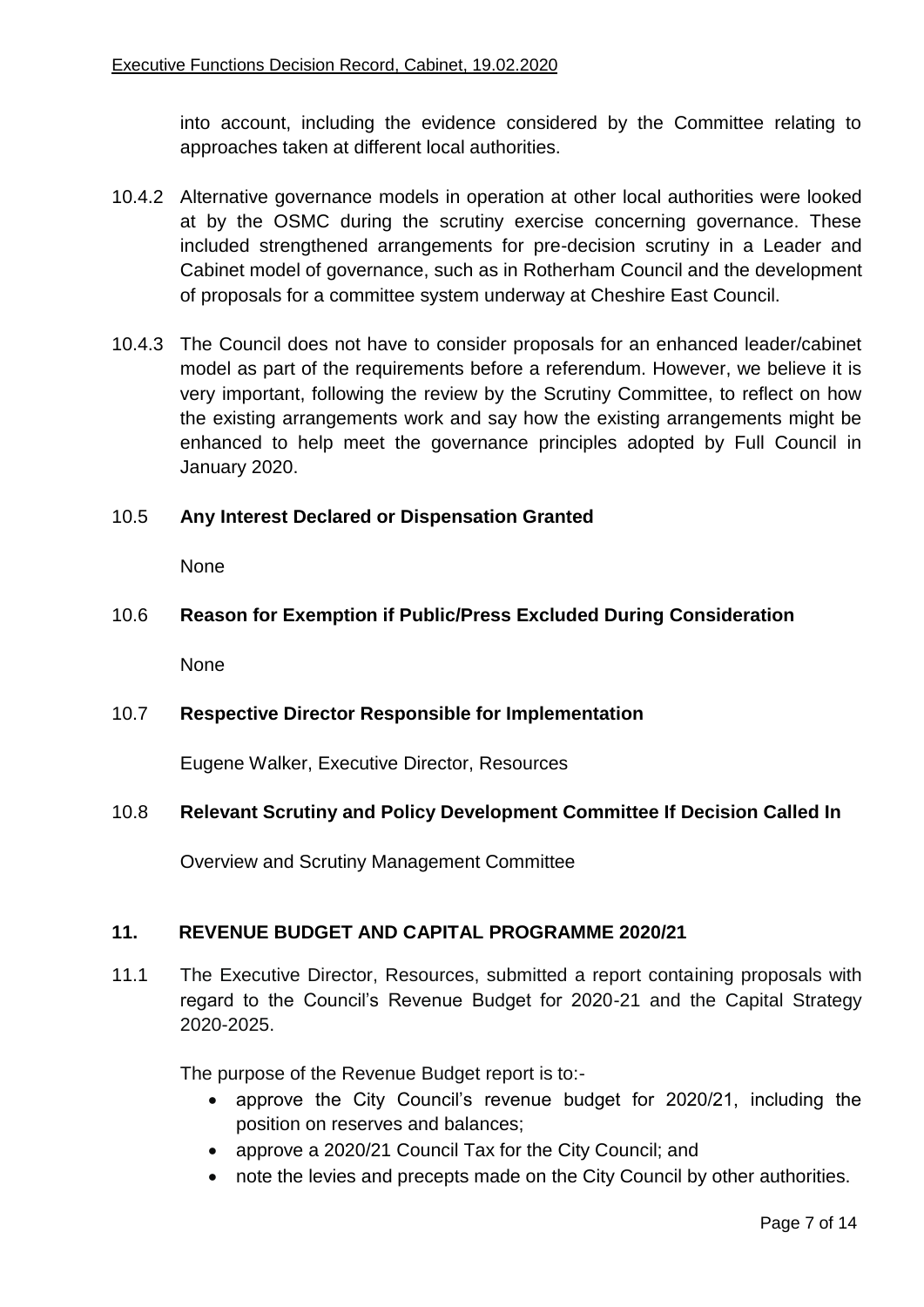into account, including the evidence considered by the Committee relating to approaches taken at different local authorities.

10.4.2 Alternative governance models in operation at other local authorities were looked at by the OSMC during the scrutiny exercise concerning governance. These included strengthened arrangements for pre-decision scrutiny in a Leader and Cabinet model of governance, such as in Rotherham Council and the development of proposals for a committee system underway at Cheshire East Council.

10.4.3 The Council does not have to consider proposals for an enhanced leader/cabinet model as part of the requirements before a referendum. However, we believe it is very important, following the review by the Scrutiny Committee, to reflect on how the existing arrangements work and say how the existing arrangements might be enhanced to help meet the governance principles adopted by Full Council in January 2020.

10.5 **Any Interest Declared or Dispensation Granted**

None

10.6 **Reason for Exemption if Public/Press Excluded During Consideration**

None

10.7 **Respective Director Responsible for Implementation**

Eugene Walker, Executive Director, Resources

10.8 **Relevant Scrutiny and Policy Development Committee If Decision Called In**

Overview and Scrutiny Management Committee

## 11. REVENUE BUDGET AND CAPITAL PROGRAMME 2020/21

11.1 The Executive Director, Resources, submitted a report containing proposals with regard to the Council's Revenue Budget for 2020-21 and the Capital Strategy 2020-2025.

The purpose of the Revenue Budget report is to:-

- approve the City Council's revenue budget for 2020/21, including the position on reserves and balances;
- approve a 2020/21 Council Tax for the City Council; and
- note the levies and precepts made on the City Council by other authorities.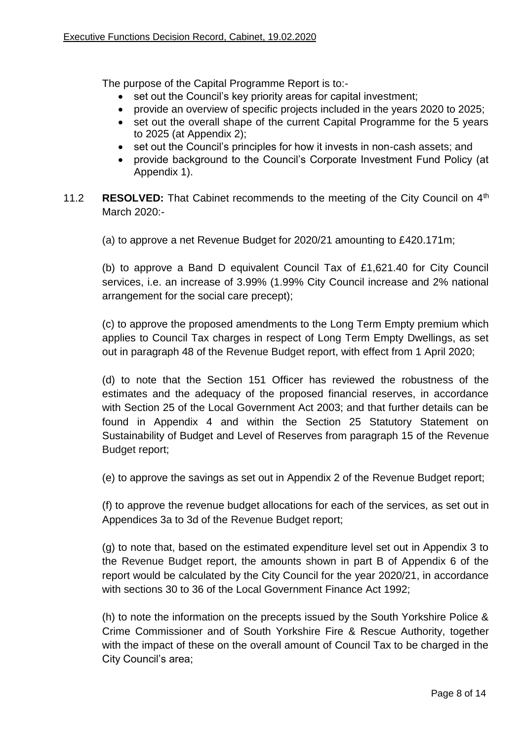The purpose of the Capital Programme Report is to:-

- set out the Council's key priority areas for capital investment;
- provide an overview of specific projects included in the years 2020 to 2025;
- set out the overall shape of the current Capital Programme for the 5 years to 2025 (at Appendix 2);
- set out the Council's principles for how it invests in non-cash assets; and
- provide background to the Council's Corporate Investment Fund Policy (at Appendix 1).

11.2 **RESOLVED:** That Cabinet recommends to the meeting of the City Council on 4th March 2020:-

(a) to approve a net Revenue Budget for 2020/21 amounting to £420.171m;

(b) to approve a Band D equivalent Council Tax of £1,621.40 for City Council services, i.e. an increase of 3.99% (1.99% City Council increase and 2% national arrangement for the social care precept);

(c) to approve the proposed amendments to the Long Term Empty premium which applies to Council Tax charges in respect of Long Term Empty Dwellings, as set out in paragraph 48 of the Revenue Budget report, with effect from 1 April 2020;

(d) to note that the Section 151 Officer has reviewed the robustness of the estimates and the adequacy of the proposed financial reserves, in accordance with Section 25 of the Local Government Act 2003; and that further details can be found in Appendix 4 and within the Section 25 Statutory Statement on Sustainability of Budget and Level of Reserves from paragraph 15 of the Revenue Budget report;

(e) to approve the savings as set out in Appendix 2 of the Revenue Budget report;

(f) to approve the revenue budget allocations for each of the services, as set out in Appendices 3a to 3d of the Revenue Budget report;

(g) to note that, based on the estimated expenditure level set out in Appendix 3 to the Revenue Budget report, the amounts shown in part B of Appendix 6 of the report would be calculated by the City Council for the year 2020/21, in accordance with sections 30 to 36 of the Local Government Finance Act 1992;

(h) to note the information on the precepts issued by the South Yorkshire Police & Crime Commissioner and of South Yorkshire Fire & Rescue Authority, together with the impact of these on the overall amount of Council Tax to be charged in the City Council's area;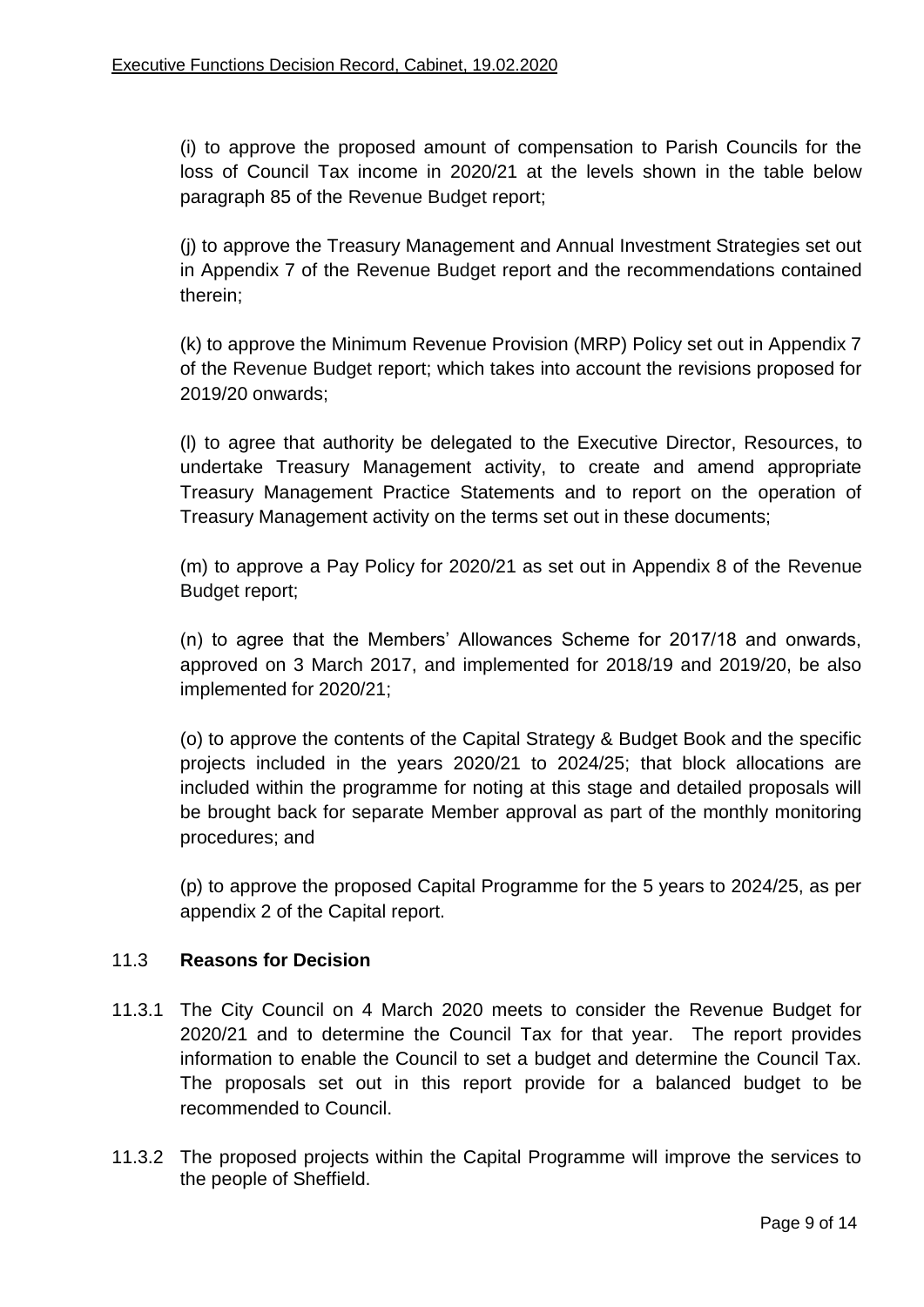(i) to approve the proposed amount of compensation to Parish Councils for the loss of Council Tax income in 2020/21 at the levels shown in the table below paragraph 85 of the Revenue Budget report;

(j) to approve the Treasury Management and Annual Investment Strategies set out in Appendix 7 of the Revenue Budget report and the recommendations contained therein;

(k) to approve the Minimum Revenue Provision (MRP) Policy set out in Appendix 7 of the Revenue Budget report; which takes into account the revisions proposed for 2019/20 onwards;

(l) to agree that authority be delegated to the Executive Director, Resources, to undertake Treasury Management activity, to create and amend appropriate Treasury Management Practice Statements and to report on the operation of Treasury Management activity on the terms set out in these documents;

(m) to approve a Pay Policy for 2020/21 as set out in Appendix 8 of the Revenue Budget report;

(n) to agree that the Members' Allowances Scheme for 2017/18 and onwards, approved on 3 March 2017, and implemented for 2018/19 and 2019/20, be also implemented for 2020/21;

(o) to approve the contents of the Capital Strategy & Budget Book and the specific projects included in the years 2020/21 to 2024/25; that block allocations are included within the programme for noting at this stage and detailed proposals will be brought back for separate Member approval as part of the monthly monitoring procedures; and

(p) to approve the proposed Capital Programme for the 5 years to 2024/25, as per appendix 2 of the Capital report.

## 11.3 Reasons for Decision

11.3.1 The City Council on 4 March 2020 meets to consider the Revenue Budget for 2020/21 and to determine the Council Tax for that year. The report provides information to enable the Council to set a budget and determine the Council Tax. The proposals set out in this report provide for a balanced budget to be recommended to Council.

11.3.2 The proposed projects within the Capital Programme will improve the services to the people of Sheffield.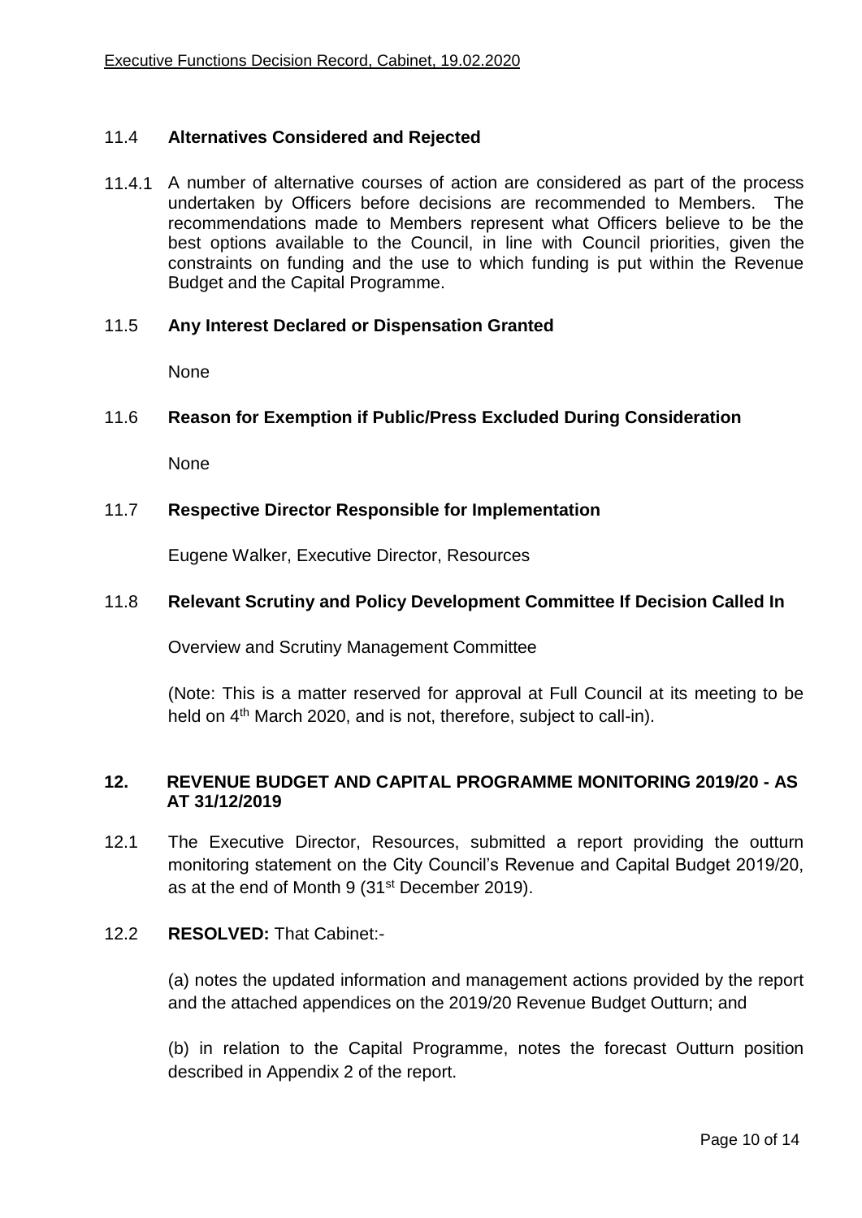### 11.4 **Alternatives Considered and Rejected**

11.4.1 A number of alternative courses of action are considered as part of the process undertaken by Officers before decisions are recommended to Members. The recommendations made to Members represent what Officers believe to be the best options available to the Council, in line with Council priorities, given the constraints on funding and the use to which funding is put within the Revenue Budget and the Capital Programme.

### 11.5 **Any Interest Declared or Dispensation Granted**

None

### 11.6 **Reason for Exemption if Public/Press Excluded During Consideration**

None

### 11.7 **Respective Director Responsible for Implementation**

Eugene Walker, Executive Director, Resources

### 11.8 **Relevant Scrutiny and Policy Development Committee If Decision Called In**

Overview and Scrutiny Management Committee

(Note: This is a matter reserved for approval at Full Council at its meeting to be held on 4th March 2020, and is not, therefore, subject to call-in).

## 12. REVENUE BUDGET AND CAPITAL PROGRAMME MONITORING 2019/20 - AS AT 31/12/2019

12.1 The Executive Director, Resources, submitted a report providing the outturn monitoring statement on the City Council's Revenue and Capital Budget 2019/20, as at the end of Month 9 (31st December 2019).

12.2 **RESOLVED:** That Cabinet:-

(a) notes the updated information and management actions provided by the report and the attached appendices on the 2019/20 Revenue Budget Outturn; and

(b) in relation to the Capital Programme, notes the forecast Outturn position described in Appendix 2 of the report.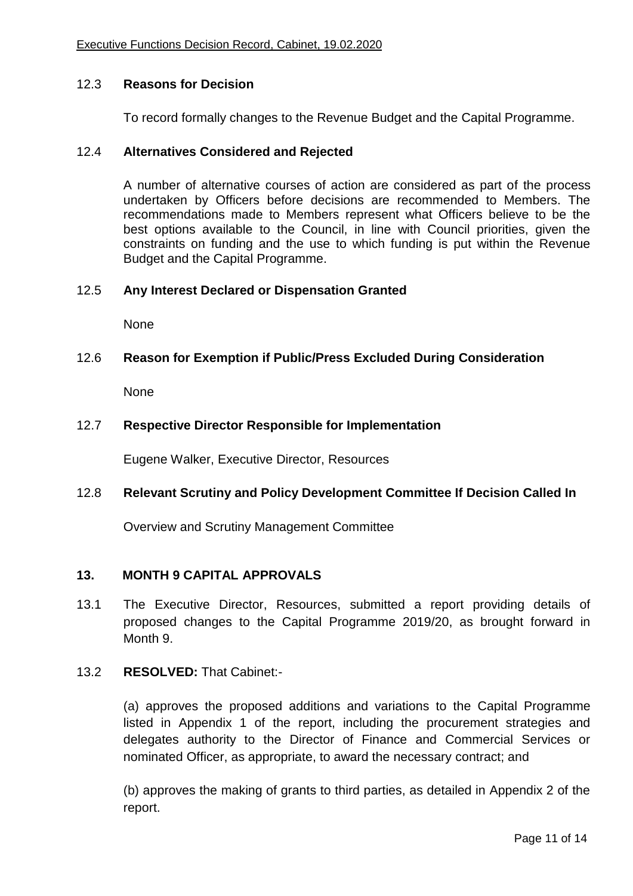### 12.3 **Reasons for Decision**

To record formally changes to the Revenue Budget and the Capital Programme.

### 12.4 **Alternatives Considered and Rejected**

A number of alternative courses of action are considered as part of the process undertaken by Officers before decisions are recommended to Members. The recommendations made to Members represent what Officers believe to be the best options available to the Council, in line with Council priorities, given the constraints on funding and the use to which funding is put within the Revenue Budget and the Capital Programme.

### 12.5 **Any Interest Declared or Dispensation Granted**

None

### 12.6 **Reason for Exemption if Public/Press Excluded During Consideration**

None

### 12.7 **Respective Director Responsible for Implementation**

Eugene Walker, Executive Director, Resources

### 12.8 **Relevant Scrutiny and Policy Development Committee If Decision Called In**

Overview and Scrutiny Management Committee

## 13. MONTH 9 CAPITAL APPROVALS

13.1 The Executive Director, Resources, submitted a report providing details of proposed changes to the Capital Programme 2019/20, as brought forward in Month 9.

13.2 **RESOLVED:** That Cabinet:-

(a) approves the proposed additions and variations to the Capital Programme listed in Appendix 1 of the report, including the procurement strategies and delegates authority to the Director of Finance and Commercial Services or nominated Officer, as appropriate, to award the necessary contract; and

(b) approves the making of grants to third parties, as detailed in Appendix 2 of the report.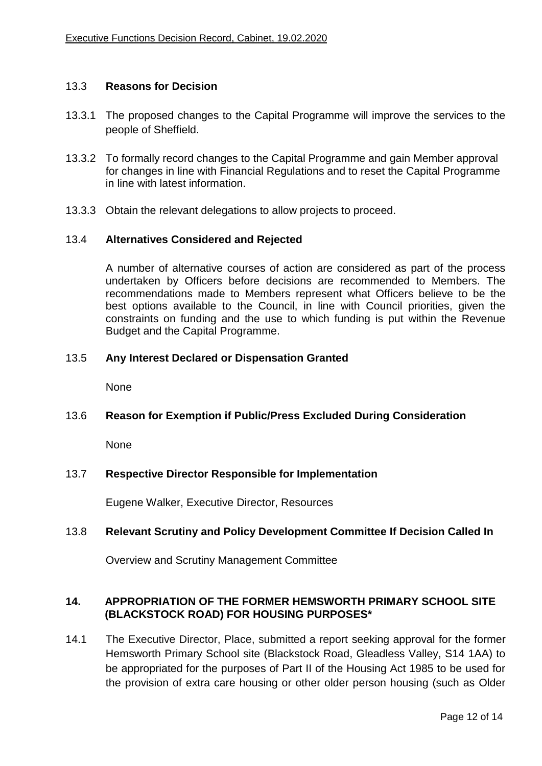### 13.3 **Reasons for Decision**

13.3.1 The proposed changes to the Capital Programme will improve the services to the people of Sheffield.

13.3.2 To formally record changes to the Capital Programme and gain Member approval for changes in line with Financial Regulations and to reset the Capital Programme in line with latest information.

13.3.3 Obtain the relevant delegations to allow projects to proceed.

### 13.4 **Alternatives Considered and Rejected**

A number of alternative courses of action are considered as part of the process undertaken by Officers before decisions are recommended to Members. The recommendations made to Members represent what Officers believe to be the best options available to the Council, in line with Council priorities, given the constraints on funding and the use to which funding is put within the Revenue Budget and the Capital Programme.

### 13.5 **Any Interest Declared or Dispensation Granted**

None

### 13.6 **Reason for Exemption if Public/Press Excluded During Consideration**

None

### 13.7 **Respective Director Responsible for Implementation**

Eugene Walker, Executive Director, Resources

### 13.8 **Relevant Scrutiny and Policy Development Committee If Decision Called In**

Overview and Scrutiny Management Committee

## 14. APPROPRIATION OF THE FORMER HEMSWORTH PRIMARY SCHOOL SITE (BLACKSTOCK ROAD) FOR HOUSING PURPOSES*

14.1 The Executive Director, Place, submitted a report seeking approval for the former Hemsworth Primary School site (Blackstock Road, Gleadless Valley, S14 1AA) to be appropriated for the purposes of Part II of the Housing Act 1985 to be used for the provision of extra care housing or other older person housing (such as Older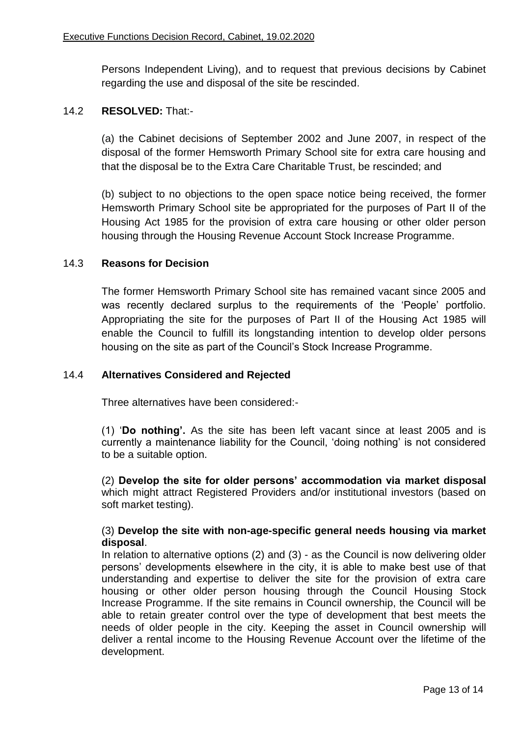Persons Independent Living), and to request that previous decisions by Cabinet regarding the use and disposal of the site be rescinded.

14.2 **RESOLVED:** That:-

(a) the Cabinet decisions of September 2002 and June 2007, in respect of the disposal of the former Hemsworth Primary School site for extra care housing and that the disposal be to the Extra Care Charitable Trust, be rescinded; and

(b) subject to no objections to the open space notice being received, the former Hemsworth Primary School site be appropriated for the purposes of Part II of the Housing Act 1985 for the provision of extra care housing or other older person housing through the Housing Revenue Account Stock Increase Programme.

14.3 **Reasons for Decision**

The former Hemsworth Primary School site has remained vacant since 2005 and was recently declared surplus to the requirements of the 'People' portfolio. Appropriating the site for the purposes of Part II of the Housing Act 1985 will enable the Council to fulfill its longstanding intention to develop older persons housing on the site as part of the Council's Stock Increase Programme.

14.4 **Alternatives Considered and Rejected**

Three alternatives have been considered:-

(1) '**Do nothing'.** As the site has been left vacant since at least 2005 and is currently a maintenance liability for the Council, 'doing nothing' is not considered to be a suitable option.

(2) **Develop the site for older persons' accommodation via market disposal** which might attract Registered Providers and/or institutional investors (based on soft market testing).

(3) **Develop the site with non-age-specific general needs housing via market disposal**.
In relation to alternative options (2) and (3) - as the Council is now delivering older persons' developments elsewhere in the city, it is able to make best use of that understanding and expertise to deliver the site for the provision of extra care housing or other older person housing through the Council Housing Stock Increase Programme. If the site remains in Council ownership, the Council will be able to retain greater control over the type of development that best meets the needs of older people in the city. Keeping the asset in Council ownership will deliver a rental income to the Housing Revenue Account over the lifetime of the development.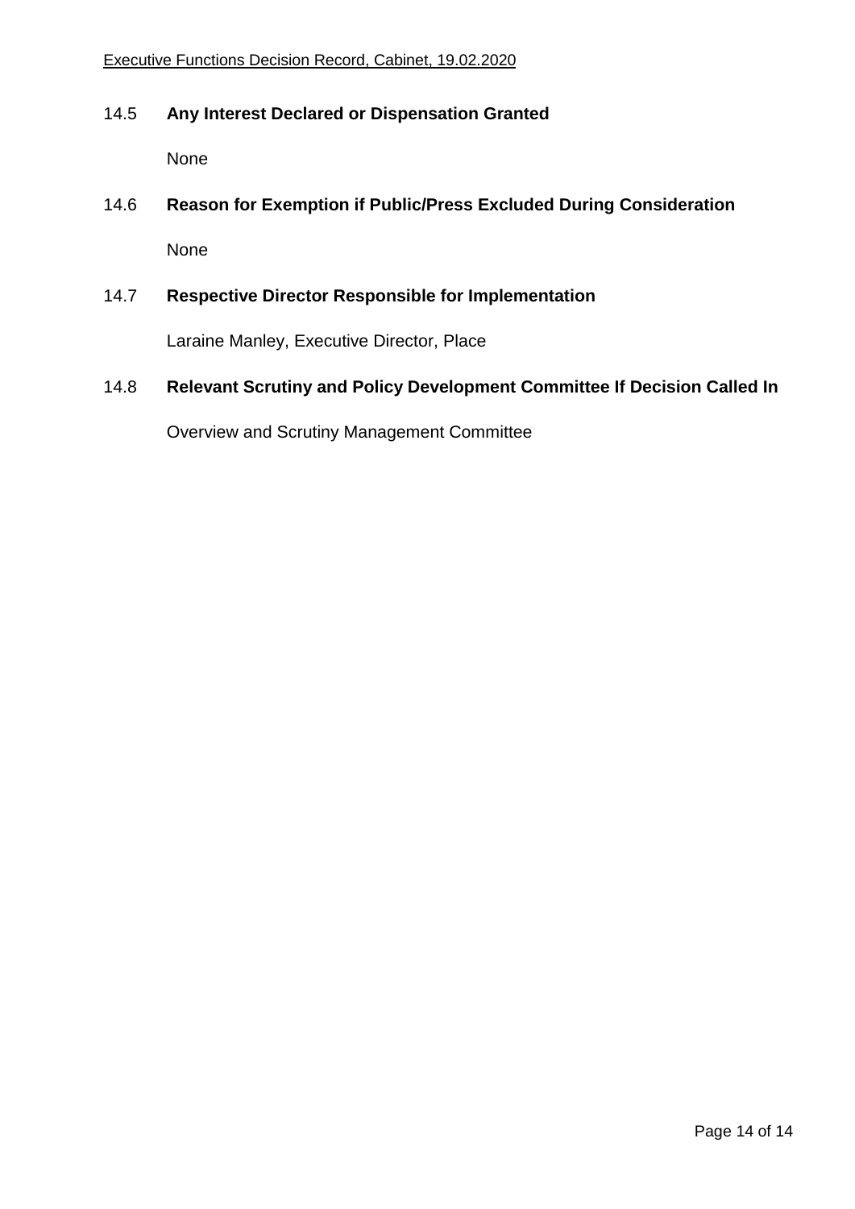14.5 **Any Interest Declared or Dispensation Granted**

None

14.6 **Reason for Exemption if Public/Press Excluded During Consideration**

None

14.7 **Respective Director Responsible for Implementation**

Laraine Manley, Executive Director, Place

14.8 **Relevant Scrutiny and Policy Development Committee If Decision Called In**

Overview and Scrutiny Management Committee